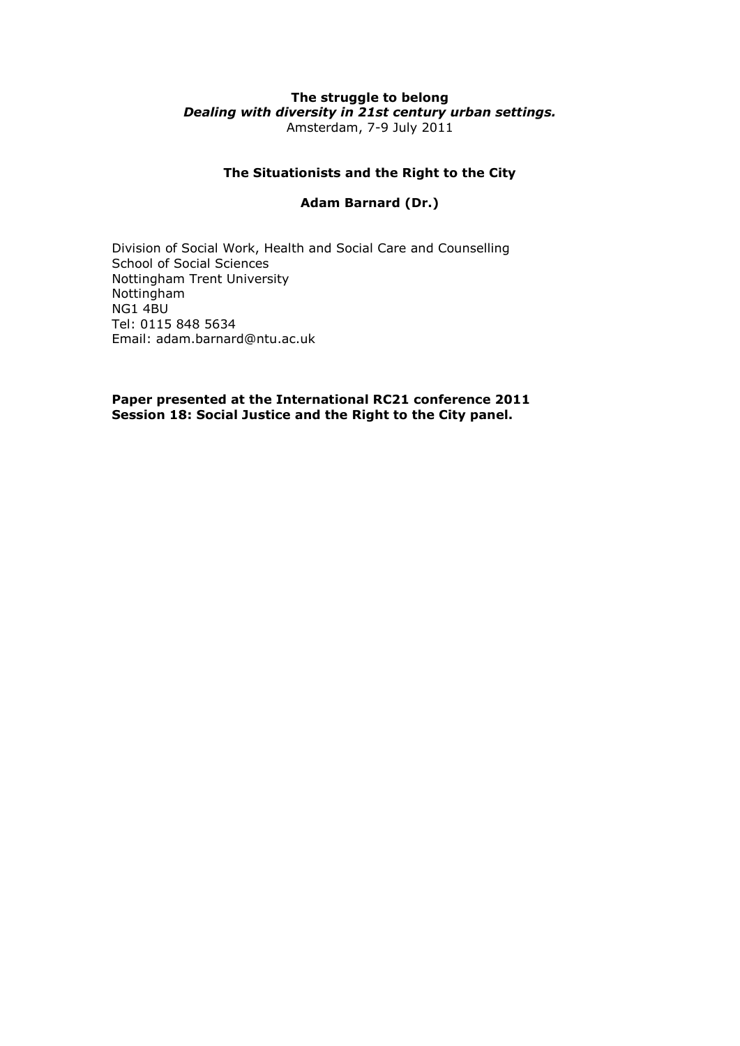**The struggle to belong**
***Dealing with diversity in 21st century urban settings.***
Amsterdam, 7-9 July 2011

# The Situationists and the Right to the City

**Adam Barnard (Dr.)**

Division of Social Work, Health and Social Care and Counselling
School of Social Sciences
Nottingham Trent University
Nottingham
NG1 4BU
Tel: 0115 848 5634
Email: adam.barnard@ntu.ac.uk

**Paper presented at the International RC21 conference 2011**
**Session 18: Social Justice and the Right to the City panel.**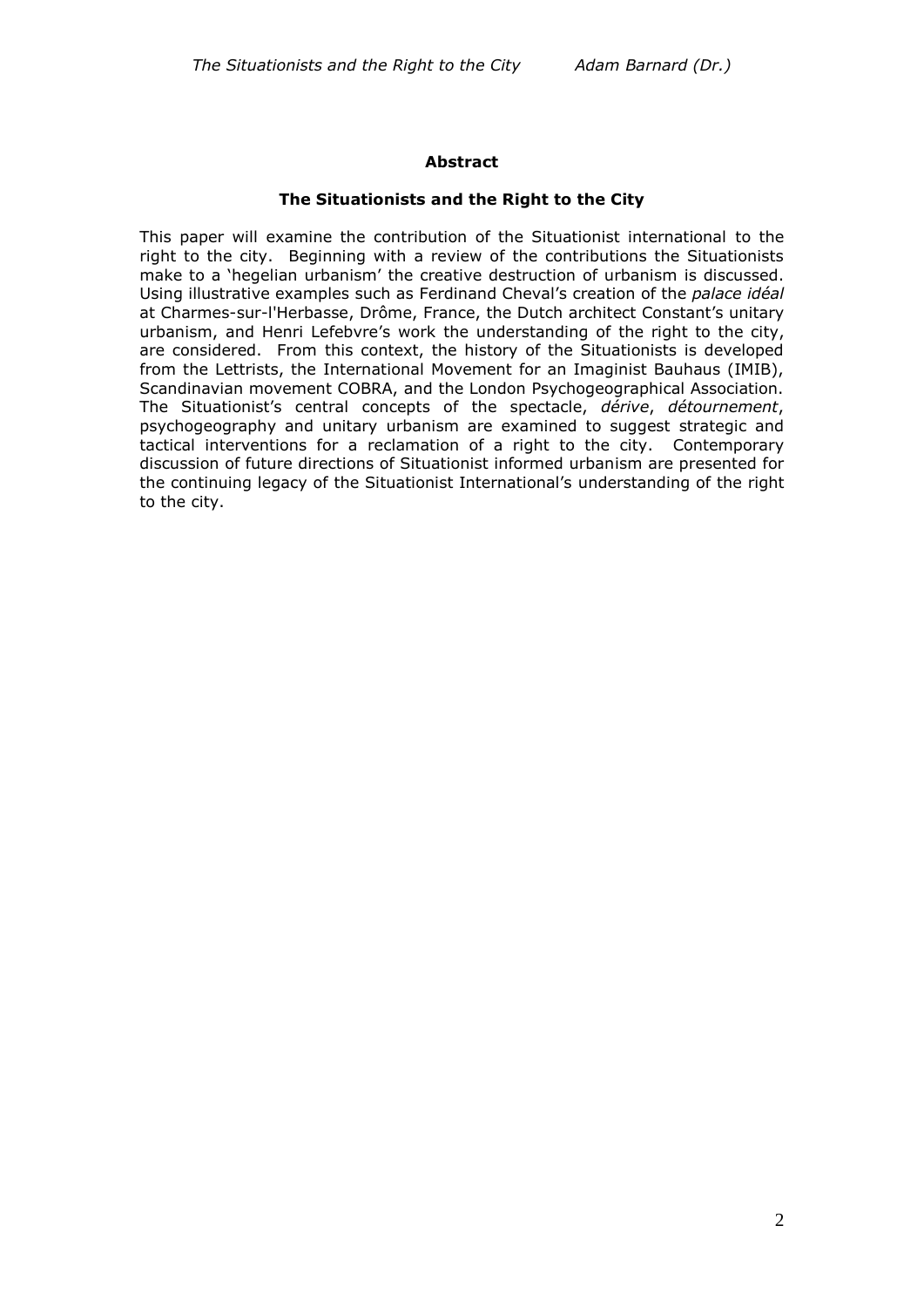**Abstract**

**The Situationists and the Right to the City**

This paper will examine the contribution of the Situationist international to the right to the city. Beginning with a review of the contributions the Situationists make to a 'hegelian urbanism' the creative destruction of urbanism is discussed. Using illustrative examples such as Ferdinand Cheval's creation of the *palace idéal* at Charmes-sur-l'Herbasse, Drôme, France, the Dutch architect Constant's unitary urbanism, and Henri Lefebvre's work the understanding of the right to the city, are considered. From this context, the history of the Situationists is developed from the Lettrists, the International Movement for an Imaginist Bauhaus (IMIB), Scandinavian movement COBRA, and the London Psychogeographical Association. The Situationist's central concepts of the spectacle, *dérive*, *détournement*, psychogeography and unitary urbanism are examined to suggest strategic and tactical interventions for a reclamation of a right to the city. Contemporary discussion of future directions of Situationist informed urbanism are presented for the continuing legacy of the Situationist International's understanding of the right to the city.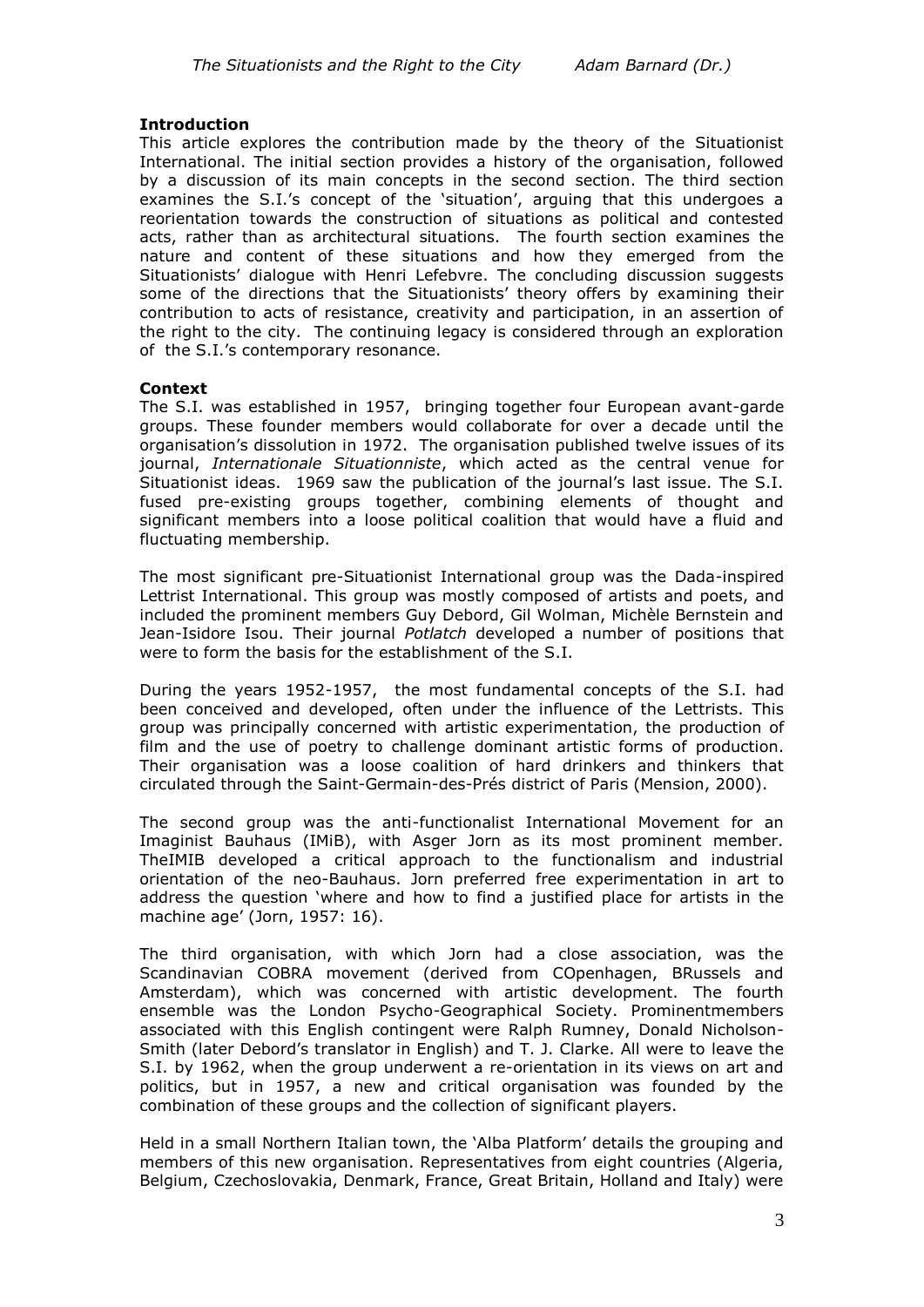### **Introduction**

This article explores the contribution made by the theory of the Situationist International. The initial section provides a history of the organisation, followed by a discussion of its main concepts in the second section. The third section examines the S.I.'s concept of the 'situation', arguing that this undergoes a reorientation towards the construction of situations as political and contested acts, rather than as architectural situations. The fourth section examines the nature and content of these situations and how they emerged from the Situationists' dialogue with Henri Lefebvre. The concluding discussion suggests some of the directions that the Situationists' theory offers by examining their contribution to acts of resistance, creativity and participation, in an assertion of the right to the city. The continuing legacy is considered through an exploration of the S.I.'s contemporary resonance.

### **Context**

The S.I. was established in 1957, bringing together four European avant-garde groups. These founder members would collaborate for over a decade until the organisation's dissolution in 1972. The organisation published twelve issues of its journal, *Internationale Situationniste*, which acted as the central venue for Situationist ideas. 1969 saw the publication of the journal's last issue. The S.I. fused pre-existing groups together, combining elements of thought and significant members into a loose political coalition that would have a fluid and fluctuating membership.

The most significant pre-Situationist International group was the Dada-inspired Lettrist International. This group was mostly composed of artists and poets, and included the prominent members Guy Debord, Gil Wolman, Michèle Bernstein and Jean-Isidore Isou. Their journal *Potlatch* developed a number of positions that were to form the basis for the establishment of the S.I.

During the years 1952-1957, the most fundamental concepts of the S.I. had been conceived and developed, often under the influence of the Lettrists. This group was principally concerned with artistic experimentation, the production of film and the use of poetry to challenge dominant artistic forms of production. Their organisation was a loose coalition of hard drinkers and thinkers that circulated through the Saint-Germain-des-Prés district of Paris (Mension, 2000).

The second group was the anti-functionalist International Movement for an Imaginist Bauhaus (IMiB), with Asger Jorn as its most prominent member. TheIMIB developed a critical approach to the functionalism and industrial orientation of the neo-Bauhaus. Jorn preferred free experimentation in art to address the question 'where and how to find a justified place for artists in the machine age' (Jorn, 1957: 16).

The third organisation, with which Jorn had a close association, was the Scandinavian COBRA movement (derived from COpenhagen, BRussels and Amsterdam), which was concerned with artistic development. The fourth ensemble was the London Psycho-Geographical Society. Prominentmembers associated with this English contingent were Ralph Rumney, Donald Nicholson-Smith (later Debord's translator in English) and T. J. Clarke. All were to leave the S.I. by 1962, when the group underwent a re-orientation in its views on art and politics, but in 1957, a new and critical organisation was founded by the combination of these groups and the collection of significant players.

Held in a small Northern Italian town, the 'Alba Platform' details the grouping and members of this new organisation. Representatives from eight countries (Algeria, Belgium, Czechoslovakia, Denmark, France, Great Britain, Holland and Italy) were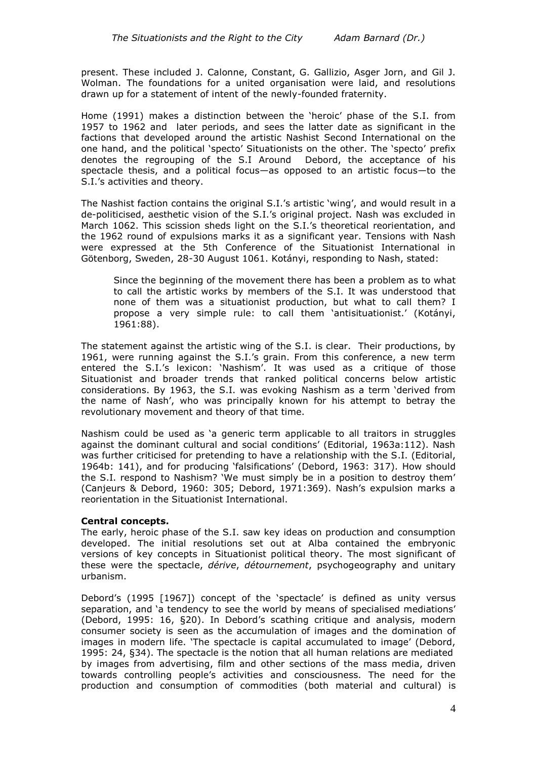present. These included J. Calonne, Constant, G. Gallizio, Asger Jorn, and Gil J. Wolman. The foundations for a united organisation were laid, and resolutions drawn up for a statement of intent of the newly-founded fraternity.

Home (1991) makes a distinction between the 'heroic' phase of the S.I. from 1957 to 1962 and later periods, and sees the latter date as significant in the factions that developed around the artistic Nashist Second International on the one hand, and the political 'specto' Situationists on the other. The 'specto' prefix denotes the regrouping of the S.I Around Debord, the acceptance of his spectacle thesis, and a political focus—as opposed to an artistic focus—to the S.I.'s activities and theory.

The Nashist faction contains the original S.I.'s artistic 'wing', and would result in a de-politicised, aesthetic vision of the S.I.'s original project. Nash was excluded in March 1062. This scission sheds light on the S.I.'s theoretical reorientation, and the 1962 round of expulsions marks it as a significant year. Tensions with Nash were expressed at the 5th Conference of the Situationist International in Götenborg, Sweden, 28-30 August 1061. Kotányi, responding to Nash, stated:

> Since the beginning of the movement there has been a problem as to what to call the artistic works by members of the S.I. It was understood that none of them was a situationist production, but what to call them? I propose a very simple rule: to call them 'antisituationist.' (Kotányi, 1961:88).

The statement against the artistic wing of the S.I. is clear. Their productions, by 1961, were running against the S.I.'s grain. From this conference, a new term entered the S.I.'s lexicon: 'Nashism'. It was used as a critique of those Situationist and broader trends that ranked political concerns below artistic considerations. By 1963, the S.I. was evoking Nashism as a term 'derived from the name of Nash', who was principally known for his attempt to betray the revolutionary movement and theory of that time.

Nashism could be used as 'a generic term applicable to all traitors in struggles against the dominant cultural and social conditions' (Editorial, 1963a:112). Nash was further criticised for pretending to have a relationship with the S.I. (Editorial, 1964b: 141), and for producing 'falsifications' (Debord, 1963: 317). How should the S.I. respond to Nashism? 'We must simply be in a position to destroy them' (Canjeurs & Debord, 1960: 305; Debord, 1971:369). Nash's expulsion marks a reorientation in the Situationist International.

**Central concepts.**

The early, heroic phase of the S.I. saw key ideas on production and consumption developed. The initial resolutions set out at Alba contained the embryonic versions of key concepts in Situationist political theory. The most significant of these were the spectacle, *dérive*, *détournement*, psychogeography and unitary urbanism.

Debord's (1995 [1967]) concept of the 'spectacle' is defined as unity versus separation, and 'a tendency to see the world by means of specialised mediations' (Debord, 1995: 16, §20). In Debord's scathing critique and analysis, modern consumer society is seen as the accumulation of images and the domination of images in modern life. 'The spectacle is capital accumulated to image' (Debord, 1995: 24, §34). The spectacle is the notion that all human relations are mediated by images from advertising, film and other sections of the mass media, driven towards controlling people's activities and consciousness. The need for the production and consumption of commodities (both material and cultural) is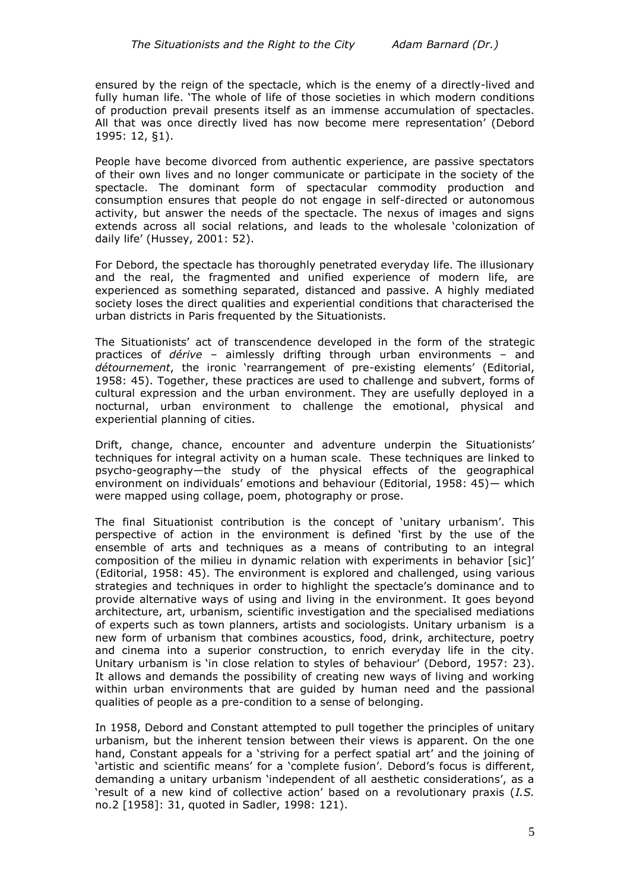ensured by the reign of the spectacle, which is the enemy of a directly-lived and fully human life. 'The whole of life of those societies in which modern conditions of production prevail presents itself as an immense accumulation of spectacles. All that was once directly lived has now become mere representation' (Debord 1995: 12, §1).

People have become divorced from authentic experience, are passive spectators of their own lives and no longer communicate or participate in the society of the spectacle. The dominant form of spectacular commodity production and consumption ensures that people do not engage in self-directed or autonomous activity, but answer the needs of the spectacle. The nexus of images and signs extends across all social relations, and leads to the wholesale 'colonization of daily life' (Hussey, 2001: 52).

For Debord, the spectacle has thoroughly penetrated everyday life. The illusionary and the real, the fragmented and unified experience of modern life, are experienced as something separated, distanced and passive. A highly mediated society loses the direct qualities and experiential conditions that characterised the urban districts in Paris frequented by the Situationists.

The Situationists' act of transcendence developed in the form of the strategic practices of *dérive* – aimlessly drifting through urban environments – and *détournement*, the ironic 'rearrangement of pre-existing elements' (Editorial, 1958: 45). Together, these practices are used to challenge and subvert, forms of cultural expression and the urban environment. They are usefully deployed in a nocturnal, urban environment to challenge the emotional, physical and experiential planning of cities.

Drift, change, chance, encounter and adventure underpin the Situationists' techniques for integral activity on a human scale. These techniques are linked to psycho-geography—the study of the physical effects of the geographical environment on individuals' emotions and behaviour (Editorial, 1958: 45)— which were mapped using collage, poem, photography or prose.

The final Situationist contribution is the concept of 'unitary urbanism'. This perspective of action in the environment is defined 'first by the use of the ensemble of arts and techniques as a means of contributing to an integral composition of the milieu in dynamic relation with experiments in behavior [sic]' (Editorial, 1958: 45). The environment is explored and challenged, using various strategies and techniques in order to highlight the spectacle's dominance and to provide alternative ways of using and living in the environment. It goes beyond architecture, art, urbanism, scientific investigation and the specialised mediations of experts such as town planners, artists and sociologists. Unitary urbanism is a new form of urbanism that combines acoustics, food, drink, architecture, poetry and cinema into a superior construction, to enrich everyday life in the city. Unitary urbanism is 'in close relation to styles of behaviour' (Debord, 1957: 23). It allows and demands the possibility of creating new ways of living and working within urban environments that are guided by human need and the passional qualities of people as a pre-condition to a sense of belonging.

In 1958, Debord and Constant attempted to pull together the principles of unitary urbanism, but the inherent tension between their views is apparent. On the one hand, Constant appeals for a 'striving for a perfect spatial art' and the joining of 'artistic and scientific means' for a 'complete fusion'. Debord's focus is different, demanding a unitary urbanism 'independent of all aesthetic considerations', as a 'result of a new kind of collective action' based on a revolutionary praxis (*I.S.* no.2 [1958]: 31, quoted in Sadler, 1998: 121).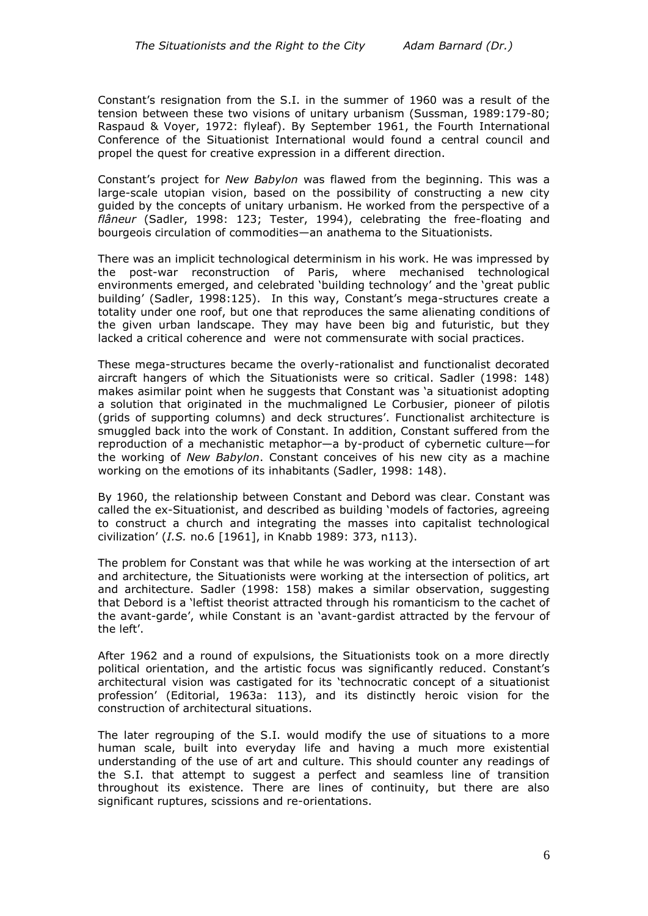Constant's resignation from the S.I. in the summer of 1960 was a result of the tension between these two visions of unitary urbanism (Sussman, 1989:179-80; Raspaud & Voyer, 1972: flyleaf). By September 1961, the Fourth International Conference of the Situationist International would found a central council and propel the quest for creative expression in a different direction.

Constant's project for *New Babylon* was flawed from the beginning. This was a large-scale utopian vision, based on the possibility of constructing a new city guided by the concepts of unitary urbanism. He worked from the perspective of a *flâneur* (Sadler, 1998: 123; Tester, 1994), celebrating the free-floating and bourgeois circulation of commodities—an anathema to the Situationists.

There was an implicit technological determinism in his work. He was impressed by the post-war reconstruction of Paris, where mechanised technological environments emerged, and celebrated 'building technology' and the 'great public building' (Sadler, 1998:125). In this way, Constant's mega-structures create a totality under one roof, but one that reproduces the same alienating conditions of the given urban landscape. They may have been big and futuristic, but they lacked a critical coherence and were not commensurate with social practices.

These mega-structures became the overly-rationalist and functionalist decorated aircraft hangers of which the Situationists were so critical. Sadler (1998: 148) makes asimilar point when he suggests that Constant was 'a situationist adopting a solution that originated in the muchmaligned Le Corbusier, pioneer of pilotis (grids of supporting columns) and deck structures'. Functionalist architecture is smuggled back into the work of Constant. In addition, Constant suffered from the reproduction of a mechanistic metaphor—a by-product of cybernetic culture—for the working of *New Babylon*. Constant conceives of his new city as a machine working on the emotions of its inhabitants (Sadler, 1998: 148).

By 1960, the relationship between Constant and Debord was clear. Constant was called the ex-Situationist, and described as building 'models of factories, agreeing to construct a church and integrating the masses into capitalist technological civilization' (*I.S.* no.6 [1961], in Knabb 1989: 373, n113).

The problem for Constant was that while he was working at the intersection of art and architecture, the Situationists were working at the intersection of politics, art and architecture. Sadler (1998: 158) makes a similar observation, suggesting that Debord is a 'leftist theorist attracted through his romanticism to the cachet of the avant-garde', while Constant is an 'avant-gardist attracted by the fervour of the left'.

After 1962 and a round of expulsions, the Situationists took on a more directly political orientation, and the artistic focus was significantly reduced. Constant's architectural vision was castigated for its 'technocratic concept of a situationist profession' (Editorial, 1963a: 113), and its distinctly heroic vision for the construction of architectural situations.

The later regrouping of the S.I. would modify the use of situations to a more human scale, built into everyday life and having a much more existential understanding of the use of art and culture. This should counter any readings of the S.I. that attempt to suggest a perfect and seamless line of transition throughout its existence. There are lines of continuity, but there are also significant ruptures, scissions and re-orientations.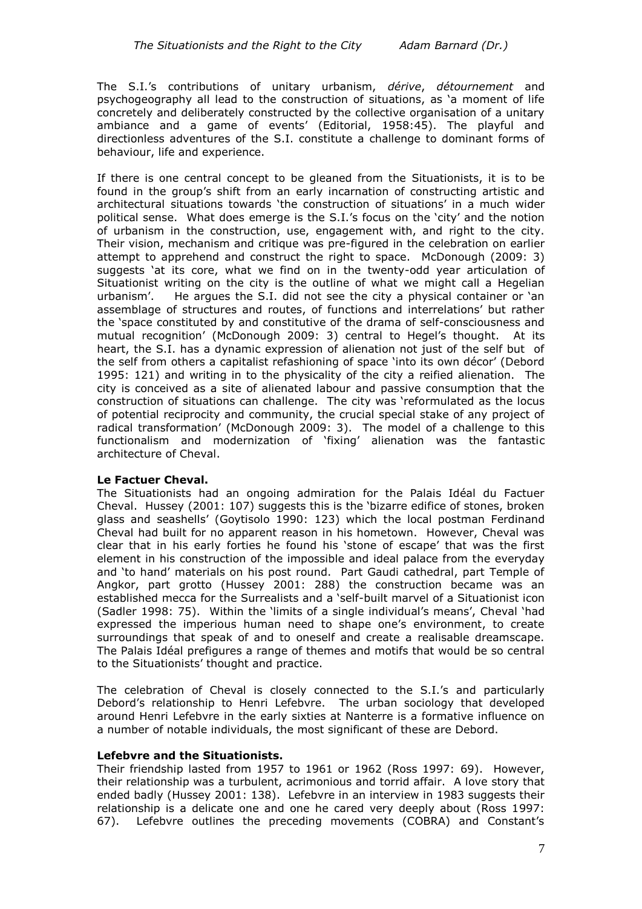The S.I.'s contributions of unitary urbanism, *dérive*, *détournement* and psychogeography all lead to the construction of situations, as 'a moment of life concretely and deliberately constructed by the collective organisation of a unitary ambiance and a game of events' (Editorial, 1958:45). The playful and directionless adventures of the S.I. constitute a challenge to dominant forms of behaviour, life and experience.

If there is one central concept to be gleaned from the Situationists, it is to be found in the group's shift from an early incarnation of constructing artistic and architectural situations towards 'the construction of situations' in a much wider political sense. What does emerge is the S.I.'s focus on the 'city' and the notion of urbanism in the construction, use, engagement with, and right to the city. Their vision, mechanism and critique was pre-figured in the celebration on earlier attempt to apprehend and construct the right to space. McDonough (2009: 3) suggests 'at its core, what we find on in the twenty-odd year articulation of Situationist writing on the city is the outline of what we might call a Hegelian urbanism'. He argues the S.I. did not see the city a physical container or 'an assemblage of structures and routes, of functions and interrelations' but rather the 'space constituted by and constitutive of the drama of self-consciousness and mutual recognition' (McDonough 2009: 3) central to Hegel's thought. At its heart, the S.I. has a dynamic expression of alienation not just of the self but of the self from others a capitalist refashioning of space 'into its own décor' (Debord 1995: 121) and writing in to the physicality of the city a reified alienation. The city is conceived as a site of alienated labour and passive consumption that the construction of situations can challenge. The city was 'reformulated as the locus of potential reciprocity and community, the crucial special stake of any project of radical transformation' (McDonough 2009: 3). The model of a challenge to this functionalism and modernization of 'fixing' alienation was the fantastic architecture of Cheval.

**Le Factuer Cheval.**

The Situationists had an ongoing admiration for the Palais Idéal du Factuer Cheval. Hussey (2001: 107) suggests this is the 'bizarre edifice of stones, broken glass and seashells' (Goytisolo 1990: 123) which the local postman Ferdinand Cheval had built for no apparent reason in his hometown. However, Cheval was clear that in his early forties he found his 'stone of escape' that was the first element in his construction of the impossible and ideal palace from the everyday and 'to hand' materials on his post round. Part Gaudi cathedral, part Temple of Angkor, part grotto (Hussey 2001: 288) the construction became was an established mecca for the Surrealists and a 'self-built marvel of a Situationist icon (Sadler 1998: 75). Within the 'limits of a single individual's means', Cheval 'had expressed the imperious human need to shape one's environment, to create surroundings that speak of and to oneself and create a realisable dreamscape. The Palais Idéal prefigures a range of themes and motifs that would be so central to the Situationists' thought and practice.

The celebration of Cheval is closely connected to the S.I.'s and particularly Debord's relationship to Henri Lefebvre. The urban sociology that developed around Henri Lefebvre in the early sixties at Nanterre is a formative influence on a number of notable individuals, the most significant of these are Debord.

**Lefebvre and the Situationists.**

Their friendship lasted from 1957 to 1961 or 1962 (Ross 1997: 69). However, their relationship was a turbulent, acrimonious and torrid affair. A love story that ended badly (Hussey 2001: 138). Lefebvre in an interview in 1983 suggests their relationship is a delicate one and one he cared very deeply about (Ross 1997: 67). Lefebvre outlines the preceding movements (COBRA) and Constant's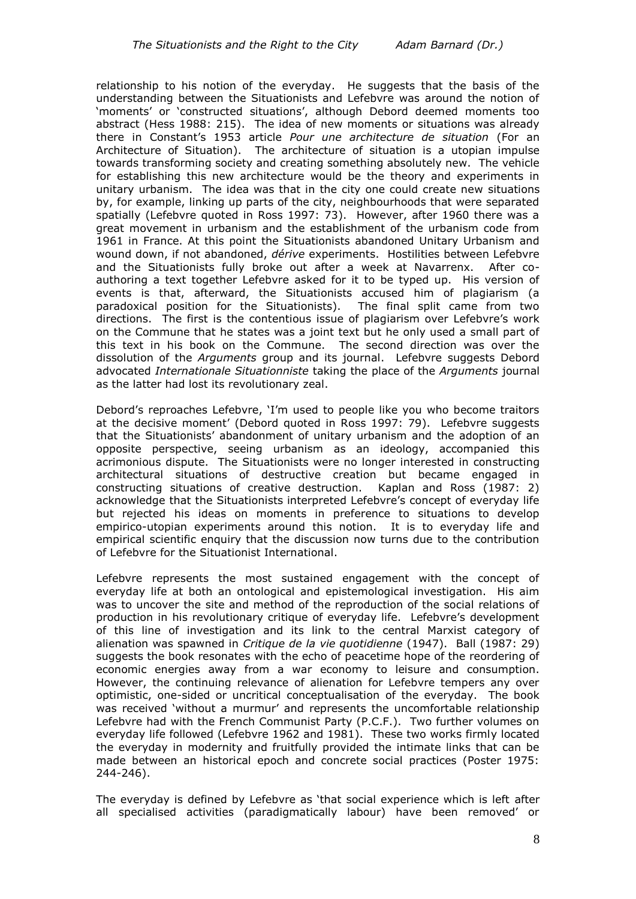relationship to his notion of the everyday. He suggests that the basis of the understanding between the Situationists and Lefebvre was around the notion of 'moments' or 'constructed situations', although Debord deemed moments too abstract (Hess 1988: 215). The idea of new moments or situations was already there in Constant's 1953 article *Pour une architecture de situation* (For an Architecture of Situation). The architecture of situation is a utopian impulse towards transforming society and creating something absolutely new. The vehicle for establishing this new architecture would be the theory and experiments in unitary urbanism. The idea was that in the city one could create new situations by, for example, linking up parts of the city, neighbourhoods that were separated spatially (Lefebvre quoted in Ross 1997: 73). However, after 1960 there was a great movement in urbanism and the establishment of the urbanism code from 1961 in France. At this point the Situationists abandoned Unitary Urbanism and wound down, if not abandoned, *dérive* experiments. Hostilities between Lefebvre and the Situationists fully broke out after a week at Navarrenx. After co-authoring a text together Lefebvre asked for it to be typed up. His version of events is that, afterward, the Situationists accused him of plagiarism (a paradoxical position for the Situationists). The final split came from two directions. The first is the contentious issue of plagiarism over Lefebvre's work on the Commune that he states was a joint text but he only used a small part of this text in his book on the Commune. The second direction was over the dissolution of the *Arguments* group and its journal. Lefebvre suggests Debord advocated *Internationale Situationniste* taking the place of the *Arguments* journal as the latter had lost its revolutionary zeal.

Debord's reproaches Lefebvre, 'I'm used to people like you who become traitors at the decisive moment' (Debord quoted in Ross 1997: 79). Lefebvre suggests that the Situationists' abandonment of unitary urbanism and the adoption of an opposite perspective, seeing urbanism as an ideology, accompanied this acrimonious dispute. The Situationists were no longer interested in constructing architectural situations of destructive creation but became engaged in constructing situations of creative destruction. Kaplan and Ross (1987: 2) acknowledge that the Situationists interpreted Lefebvre's concept of everyday life but rejected his ideas on moments in preference to situations to develop empirico-utopian experiments around this notion. It is to everyday life and empirical scientific enquiry that the discussion now turns due to the contribution of Lefebvre for the Situationist International.

Lefebvre represents the most sustained engagement with the concept of everyday life at both an ontological and epistemological investigation. His aim was to uncover the site and method of the reproduction of the social relations of production in his revolutionary critique of everyday life. Lefebvre's development of this line of investigation and its link to the central Marxist category of alienation was spawned in *Critique de la vie quotidienne* (1947). Ball (1987: 29) suggests the book resonates with the echo of peacetime hope of the reordering of economic energies away from a war economy to leisure and consumption. However, the continuing relevance of alienation for Lefebvre tempers any over optimistic, one-sided or uncritical conceptualisation of the everyday. The book was received 'without a murmur' and represents the uncomfortable relationship Lefebvre had with the French Communist Party (P.C.F.). Two further volumes on everyday life followed (Lefebvre 1962 and 1981). These two works firmly located the everyday in modernity and fruitfully provided the intimate links that can be made between an historical epoch and concrete social practices (Poster 1975: 244-246).

The everyday is defined by Lefebvre as 'that social experience which is left after all specialised activities (paradigmatically labour) have been removed' or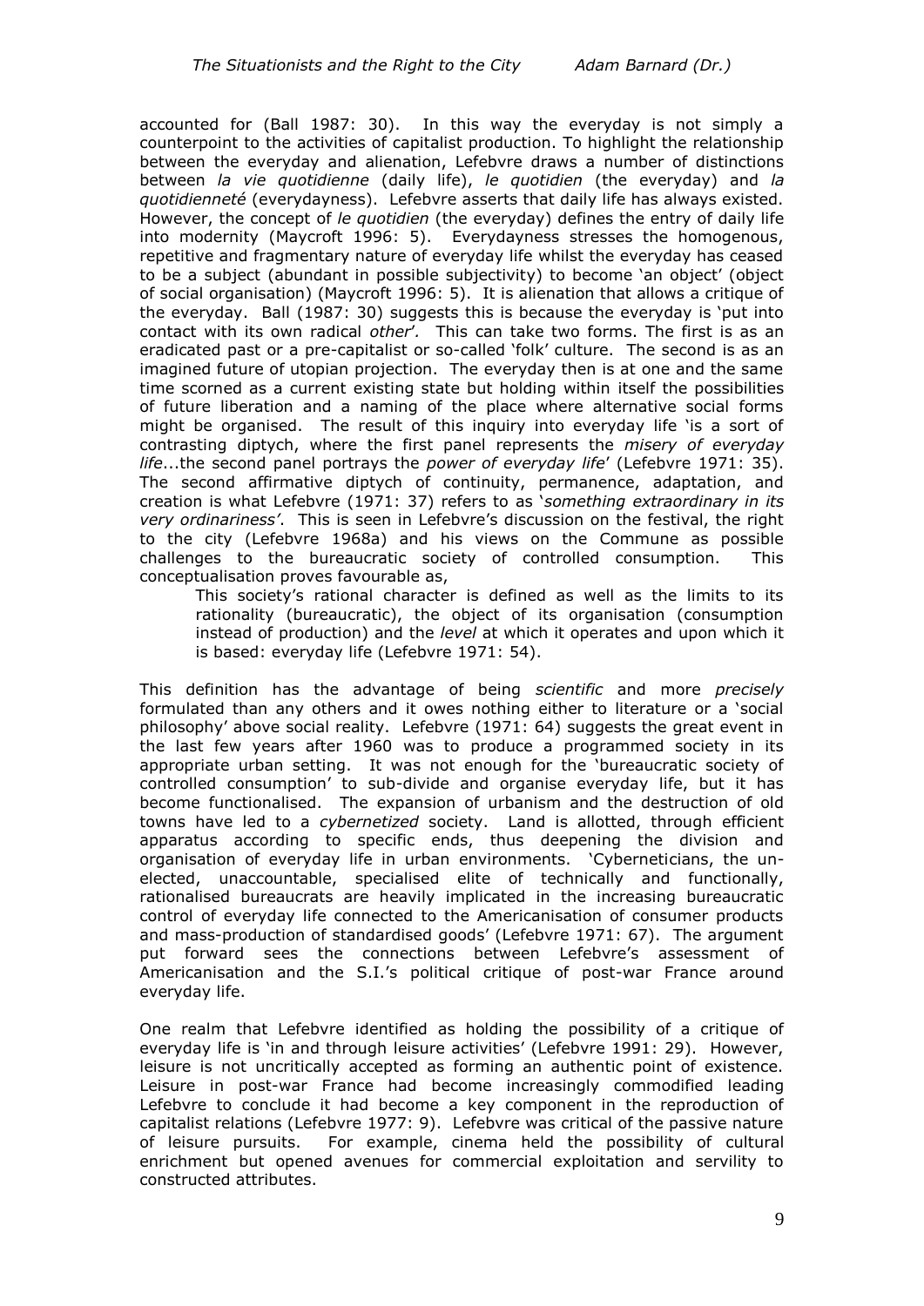accounted for (Ball 1987: 30). In this way the everyday is not simply a counterpoint to the activities of capitalist production. To highlight the relationship between the everyday and alienation, Lefebvre draws a number of distinctions between *la vie quotidienne* (daily life), *le quotidien* (the everyday) and *la quotidienneté* (everydayness). Lefebvre asserts that daily life has always existed. However, the concept of *le quotidien* (the everyday) defines the entry of daily life into modernity (Maycroft 1996: 5). Everydayness stresses the homogenous, repetitive and fragmentary nature of everyday life whilst the everyday has ceased to be a subject (abundant in possible subjectivity) to become 'an object' (object of social organisation) (Maycroft 1996: 5). It is alienation that allows a critique of the everyday. Ball (1987: 30) suggests this is because the everyday is 'put into contact with its own radical *other*'. This can take two forms. The first is as an eradicated past or a pre-capitalist or so-called 'folk' culture. The second is as an imagined future of utopian projection. The everyday then is at one and the same time scorned as a current existing state but holding within itself the possibilities of future liberation and a naming of the place where alternative social forms might be organised. The result of this inquiry into everyday life 'is a sort of contrasting diptych, where the first panel represents the *misery of everyday life*...the second panel portrays the *power of everyday life*' (Lefebvre 1971: 35). The second affirmative diptych of continuity, permanence, adaptation, and creation is what Lefebvre (1971: 37) refers to as '*something extraordinary in its very ordinariness'*. This is seen in Lefebvre's discussion on the festival, the right to the city (Lefebvre 1968a) and his views on the Commune as possible challenges to the bureaucratic society of controlled consumption. This conceptualisation proves favourable as,

> This society's rational character is defined as well as the limits to its rationality (bureaucratic), the object of its organisation (consumption instead of production) and the *level* at which it operates and upon which it is based: everyday life (Lefebvre 1971: 54).

This definition has the advantage of being *scientific* and more *precisely* formulated than any others and it owes nothing either to literature or a 'social philosophy' above social reality. Lefebvre (1971: 64) suggests the great event in the last few years after 1960 was to produce a programmed society in its appropriate urban setting. It was not enough for the 'bureaucratic society of controlled consumption' to sub-divide and organise everyday life, but it has become functionalised. The expansion of urbanism and the destruction of old towns have led to a *cybernetized* society. Land is allotted, through efficient apparatus according to specific ends, thus deepening the division and organisation of everyday life in urban environments. 'Cyberneticians, the un-elected, unaccountable, specialised elite of technically and functionally, rationalised bureaucrats are heavily implicated in the increasing bureaucratic control of everyday life connected to the Americanisation of consumer products and mass-production of standardised goods' (Lefebvre 1971: 67). The argument put forward sees the connections between Lefebvre's assessment of Americanisation and the S.I.'s political critique of post-war France around everyday life.

One realm that Lefebvre identified as holding the possibility of a critique of everyday life is 'in and through leisure activities' (Lefebvre 1991: 29). However, leisure is not uncritically accepted as forming an authentic point of existence. Leisure in post-war France had become increasingly commodified leading Lefebvre to conclude it had become a key component in the reproduction of capitalist relations (Lefebvre 1977: 9). Lefebvre was critical of the passive nature of leisure pursuits. For example, cinema held the possibility of cultural enrichment but opened avenues for commercial exploitation and servility to constructed attributes.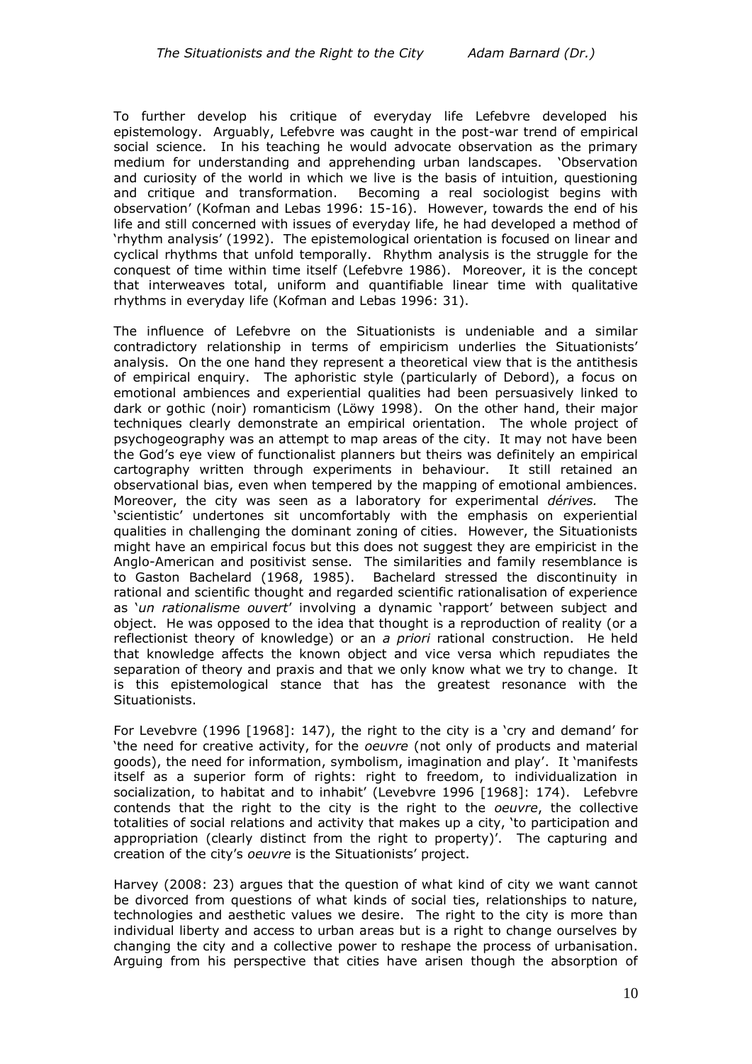To further develop his critique of everyday life Lefebvre developed his epistemology. Arguably, Lefebvre was caught in the post-war trend of empirical social science. In his teaching he would advocate observation as the primary medium for understanding and apprehending urban landscapes. 'Observation and curiosity of the world in which we live is the basis of intuition, questioning and critique and transformation. Becoming a real sociologist begins with observation' (Kofman and Lebas 1996: 15-16). However, towards the end of his life and still concerned with issues of everyday life, he had developed a method of 'rhythm analysis' (1992). The epistemological orientation is focused on linear and cyclical rhythms that unfold temporally. Rhythm analysis is the struggle for the conquest of time within time itself (Lefebvre 1986). Moreover, it is the concept that interweaves total, uniform and quantifiable linear time with qualitative rhythms in everyday life (Kofman and Lebas 1996: 31).

The influence of Lefebvre on the Situationists is undeniable and a similar contradictory relationship in terms of empiricism underlies the Situationists' analysis. On the one hand they represent a theoretical view that is the antithesis of empirical enquiry. The aphoristic style (particularly of Debord), a focus on emotional ambiences and experiential qualities had been persuasively linked to dark or gothic (noir) romanticism (Löwy 1998). On the other hand, their major techniques clearly demonstrate an empirical orientation. The whole project of psychogeography was an attempt to map areas of the city. It may not have been the God's eye view of functionalist planners but theirs was definitely an empirical cartography written through experiments in behaviour. It still retained an observational bias, even when tempered by the mapping of emotional ambiences. Moreover, the city was seen as a laboratory for experimental *dérives.* The 'scientistic' undertones sit uncomfortably with the emphasis on experiential qualities in challenging the dominant zoning of cities. However, the Situationists might have an empirical focus but this does not suggest they are empiricist in the Anglo-American and positivist sense. The similarities and family resemblance is to Gaston Bachelard (1968, 1985). Bachelard stressed the discontinuity in rational and scientific thought and regarded scientific rationalisation of experience as '*un rationalisme ouvert*' involving a dynamic 'rapport' between subject and object. He was opposed to the idea that thought is a reproduction of reality (or a reflectionist theory of knowledge) or an *a priori* rational construction. He held that knowledge affects the known object and vice versa which repudiates the separation of theory and praxis and that we only know what we try to change. It is this epistemological stance that has the greatest resonance with the Situationists.

For Levebvre (1996 [1968]: 147), the right to the city is a 'cry and demand' for 'the need for creative activity, for the *oeuvre* (not only of products and material goods), the need for information, symbolism, imagination and play'. It 'manifests itself as a superior form of rights: right to freedom, to individualization in socialization, to habitat and to inhabit' (Levebvre 1996 [1968]: 174). Lefebvre contends that the right to the city is the right to the *oeuvre*, the collective totalities of social relations and activity that makes up a city, 'to participation and appropriation (clearly distinct from the right to property)'. The capturing and creation of the city's *oeuvre* is the Situationists' project.

Harvey (2008: 23) argues that the question of what kind of city we want cannot be divorced from questions of what kinds of social ties, relationships to nature, technologies and aesthetic values we desire. The right to the city is more than individual liberty and access to urban areas but is a right to change ourselves by changing the city and a collective power to reshape the process of urbanisation. Arguing from his perspective that cities have arisen though the absorption of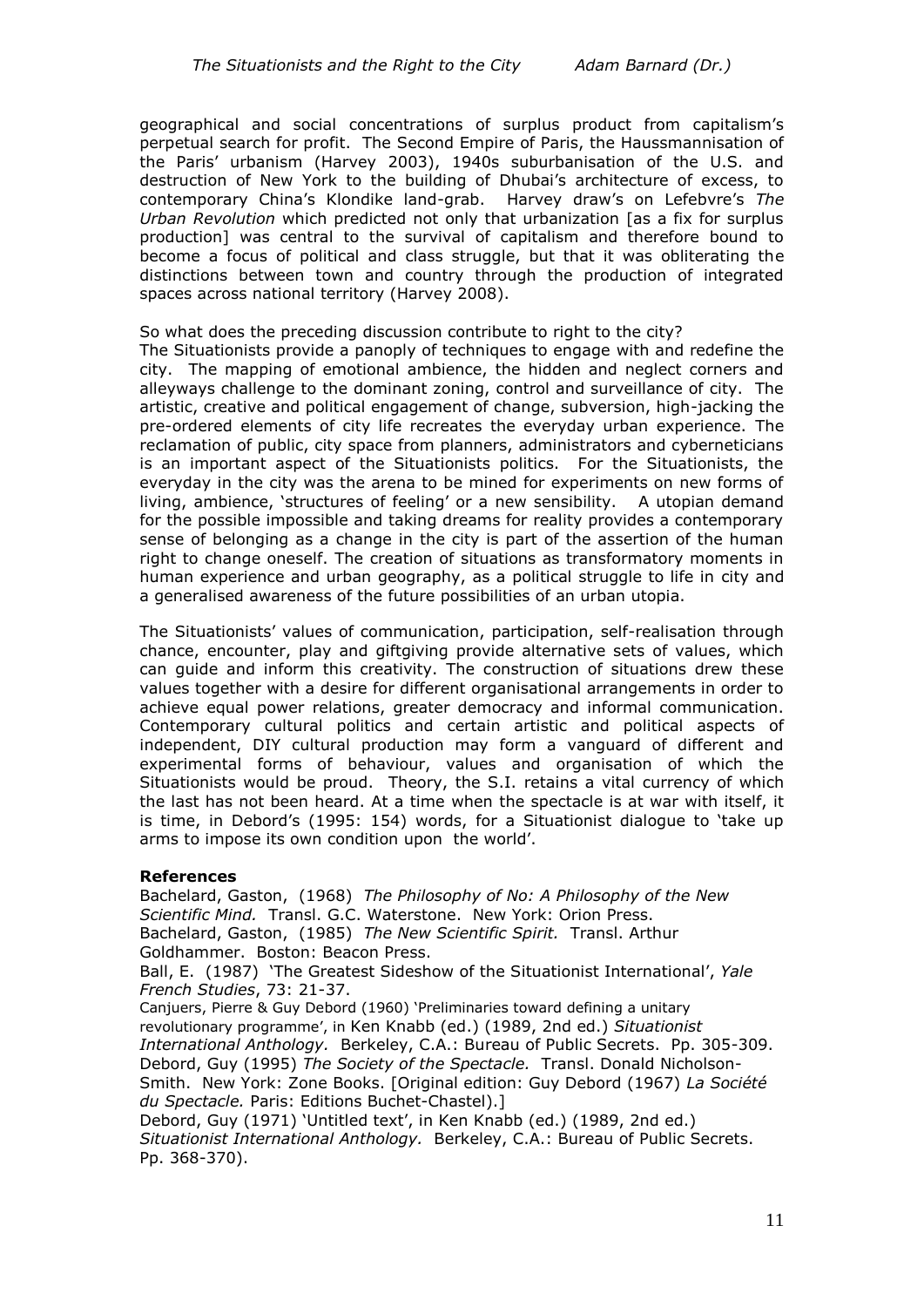geographical and social concentrations of surplus product from capitalism's perpetual search for profit. The Second Empire of Paris, the Haussmannisation of the Paris' urbanism (Harvey 2003), 1940s suburbanisation of the U.S. and destruction of New York to the building of Dhubai's architecture of excess, to contemporary China's Klondike land-grab. Harvey draw's on Lefebvre's *The Urban Revolution* which predicted not only that urbanization [as a fix for surplus production] was central to the survival of capitalism and therefore bound to become a focus of political and class struggle, but that it was obliterating the distinctions between town and country through the production of integrated spaces across national territory (Harvey 2008).

So what does the preceding discussion contribute to right to the city?
The Situationists provide a panoply of techniques to engage with and redefine the city. The mapping of emotional ambience, the hidden and neglect corners and alleyways challenge to the dominant zoning, control and surveillance of city. The artistic, creative and political engagement of change, subversion, high-jacking the pre-ordered elements of city life recreates the everyday urban experience. The reclamation of public, city space from planners, administrators and cyberneticians is an important aspect of the Situationists politics. For the Situationists, the everyday in the city was the arena to be mined for experiments on new forms of living, ambience, 'structures of feeling' or a new sensibility. A utopian demand for the possible impossible and taking dreams for reality provides a contemporary sense of belonging as a change in the city is part of the assertion of the human right to change oneself. The creation of situations as transformatory moments in human experience and urban geography, as a political struggle to life in city and a generalised awareness of the future possibilities of an urban utopia.

The Situationists' values of communication, participation, self-realisation through chance, encounter, play and giftgiving provide alternative sets of values, which can guide and inform this creativity. The construction of situations drew these values together with a desire for different organisational arrangements in order to achieve equal power relations, greater democracy and informal communication. Contemporary cultural politics and certain artistic and political aspects of independent, DIY cultural production may form a vanguard of different and experimental forms of behaviour, values and organisation of which the Situationists would be proud. Theory, the S.I. retains a vital currency of which the last has not been heard. At a time when the spectacle is at war with itself, it is time, in Debord's (1995: 154) words, for a Situationist dialogue to 'take up arms to impose its own condition upon the world'.

**References**

Bachelard, Gaston, (1968) *The Philosophy of No: A Philosophy of the New Scientific Mind.* Transl. G.C. Waterstone. New York: Orion Press.

Bachelard, Gaston, (1985) *The New Scientific Spirit.* Transl. Arthur Goldhammer. Boston: Beacon Press.

Ball, E. (1987) 'The Greatest Sideshow of the Situationist International', *Yale French Studies*, 73: 21-37.

Canjuers, Pierre & Guy Debord (1960) 'Preliminaries toward defining a unitary revolutionary programme', in Ken Knabb (ed.) (1989, 2nd ed.) *Situationist International Anthology.* Berkeley, C.A.: Bureau of Public Secrets. Pp. 305-309.

Debord, Guy (1995) *The Society of the Spectacle.* Transl. Donald Nicholson-Smith. New York: Zone Books. [Original edition: Guy Debord (1967) *La Société du Spectacle.* Paris: Editions Buchet-Chastel).]

Debord, Guy (1971) 'Untitled text', in Ken Knabb (ed.) (1989, 2nd ed.) *Situationist International Anthology.* Berkeley, C.A.: Bureau of Public Secrets. Pp. 368-370).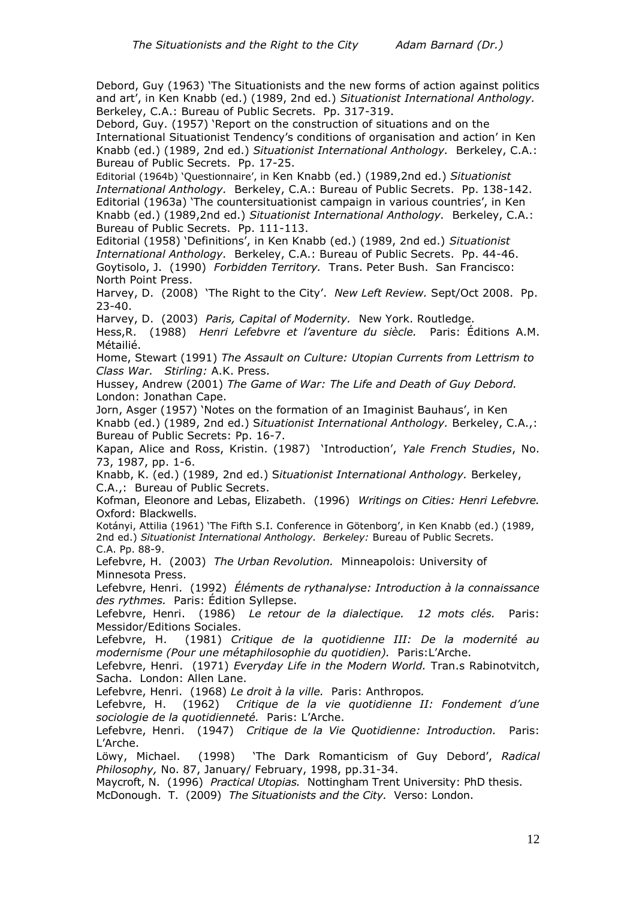Debord, Guy (1963) 'The Situationists and the new forms of action against politics and art', in Ken Knabb (ed.) (1989, 2nd ed.) *Situationist International Anthology.* Berkeley, C.A.: Bureau of Public Secrets. Pp. 317-319.

Debord, Guy. (1957) 'Report on the construction of situations and on the International Situationist Tendency's conditions of organisation and action' in Ken Knabb (ed.) (1989, 2nd ed.) *Situationist International Anthology.* Berkeley, C.A.: Bureau of Public Secrets. Pp. 17-25.

Editorial (1964b) 'Questionnaire', in Ken Knabb (ed.) (1989,2nd ed.) *Situationist International Anthology.* Berkeley, C.A.: Bureau of Public Secrets. Pp. 138-142.

Editorial (1963a) 'The countersituationist campaign in various countries', in Ken Knabb (ed.) (1989,2nd ed.) *Situationist International Anthology.* Berkeley, C.A.: Bureau of Public Secrets. Pp. 111-113.

Editorial (1958) 'Definitions', in Ken Knabb (ed.) (1989, 2nd ed.) *Situationist International Anthology.* Berkeley, C.A.: Bureau of Public Secrets. Pp. 44-46.

Goytisolo, J. (1990) *Forbidden Territory.* Trans. Peter Bush. San Francisco: North Point Press.

Harvey, D. (2008) 'The Right to the City'. *New Left Review.* Sept/Oct 2008. Pp. 23-40.

Harvey, D. (2003) *Paris, Capital of Modernity.* New York. Routledge.

Hess,R. (1988) *Henri Lefebvre et l'aventure du siècle.* Paris: Éditions A.M. Métailié.

Home, Stewart (1991) *The Assault on Culture: Utopian Currents from Lettrism to Class War. Stirling:* A.K. Press.

Hussey, Andrew (2001) *The Game of War: The Life and Death of Guy Debord.* London: Jonathan Cape.

Jorn, Asger (1957) 'Notes on the formation of an Imaginist Bauhaus', in Ken Knabb (ed.) (1989, 2nd ed.) S*ituationist International Anthology.* Berkeley, C.A.,: Bureau of Public Secrets: Pp. 16-7.

Kapan, Alice and Ross, Kristin. (1987) 'Introduction', *Yale French Studies*, No. 73, 1987, pp. 1-6.

Knabb, K. (ed.) (1989, 2nd ed.) S*ituationist International Anthology.* Berkeley, C.A.,: Bureau of Public Secrets.

Kofman, Eleonore and Lebas, Elizabeth. (1996) *Writings on Cities: Henri Lefebvre.* Oxford: Blackwells.

Kotányi, Attilia (1961) 'The Fifth S.I. Conference in Götenborg', in Ken Knabb (ed.) (1989, 2nd ed.) *Situationist International Anthology. Berkeley:* Bureau of Public Secrets. C.A. Pp. 88-9.

Lefebvre, H. (2003) *The Urban Revolution.* Minneapoloís: University of Minnesota Press.

Lefebvre, Henri. (1992) *Éléments de rythanalyse: Introduction à la connaissance des rythmes.* Paris: Édition Syllepse.

Lefebvre, Henri. (1986) *Le retour de la dialectique. 12 mots clés.* Paris: Messidor/Editions Sociales.

Lefebvre, H. (1981) *Critique de la quotidienne III: De la modernité au modernisme (Pour une métaphilosophie du quotidien).* Paris:L'Arche.

Lefebvre, Henri. (1971) *Everyday Life in the Modern World.* Tran.s Rabinotvitch, Sacha. London: Allen Lane.

Lefebvre, Henri. (1968) *Le droit à la ville.* Paris: Anthropos*.*

Lefebvre, H. (1962) *Critique de la vie quotidienne II: Fondement d'une sociologie de la quotidienneté.* Paris: L'Arche.

Lefebvre, Henri. (1947) *Critique de la Vie Quotidienne: Introduction.* Paris: L'Arche.

Löwy, Michael. (1998) 'The Dark Romanticism of Guy Debord', *Radical Philosophy,* No. 87, January/ February, 1998, pp.31-34.

Maycroft, N. (1996) *Practical Utopias.* Nottingham Trent University: PhD thesis.

McDonough. T. (2009) *The Situationists and the City.* Verso: London.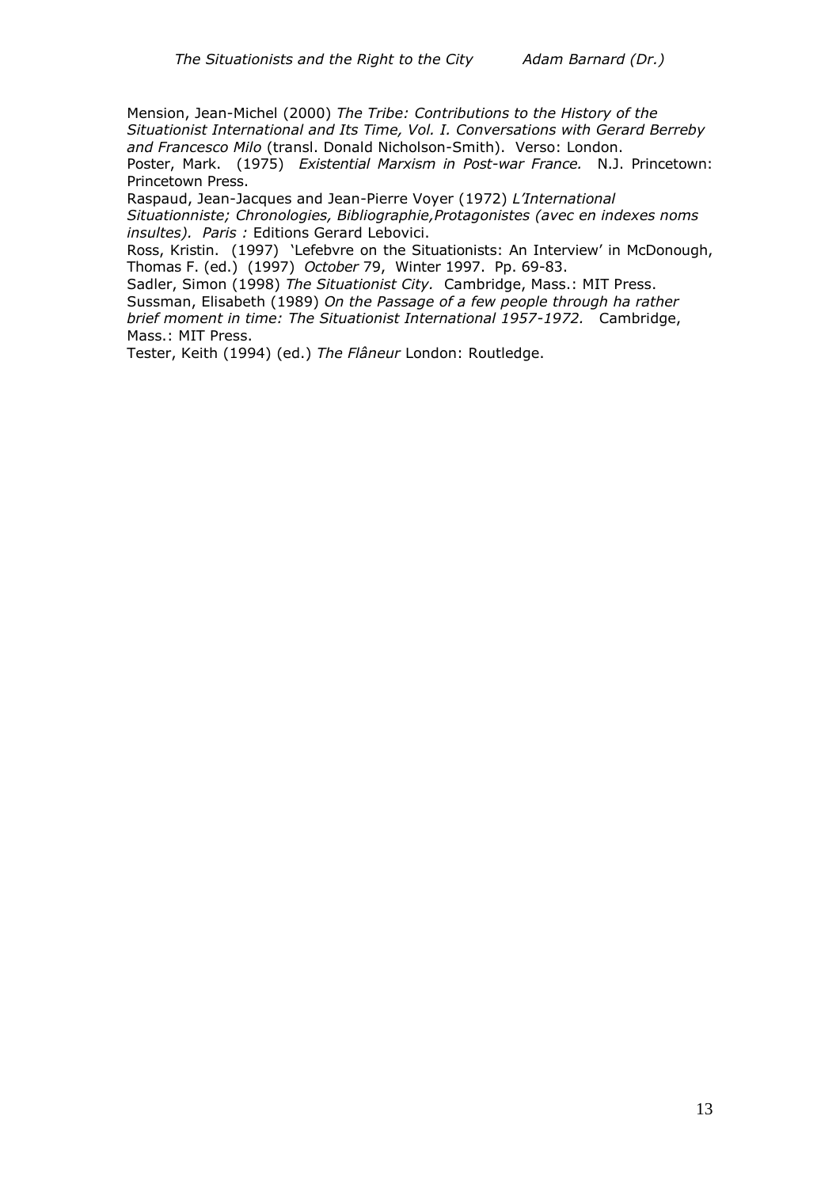Mension, Jean-Michel (2000) *The Tribe: Contributions to the History of the Situationist International and Its Time, Vol. I. Conversations with Gerard Berreby and Francesco Milo* (transl. Donald Nicholson-Smith). Verso: London.

Poster, Mark. (1975) *Existential Marxism in Post-war France.* N.J. Princetown: Princetown Press.

Raspaud, Jean-Jacques and Jean-Pierre Voyer (1972) *L'International Situationniste; Chronologies, Bibliographie,Protagonistes (avec en indexes noms insultes). Paris :* Editions Gerard Lebovici.

Ross, Kristin. (1997) 'Lefebvre on the Situationists: An Interview' in McDonough, Thomas F. (ed.) (1997) *October* 79, Winter 1997. Pp. 69-83.

Sadler, Simon (1998) *The Situationist City*. Cambridge, Mass.: MIT Press.

Sussman, Elisabeth (1989) *On the Passage of a few people through ha rather brief moment in time: The Situationist International 1957-1972.* Cambridge, Mass.: MIT Press.

Tester, Keith (1994) (ed.) *The Flâneur* London: Routledge.